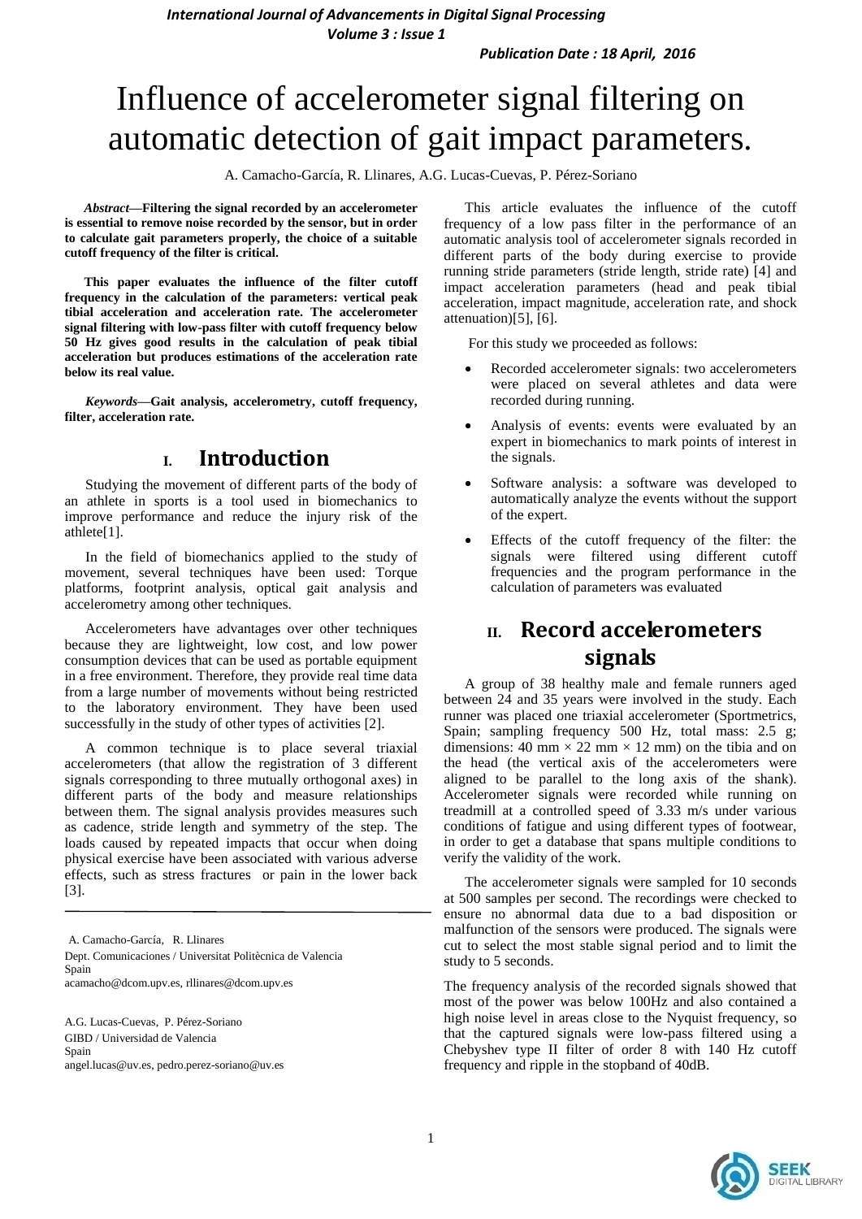# Influence of accelerometer signal filtering on automatic detection of gait impact parameters.

A. Camacho-García, R. Llinares, A.G. Lucas-Cuevas, P. Pérez-Soriano

***Abstract*—Filtering the signal recorded by an accelerometer is essential to remove noise recorded by the sensor, but in order to calculate gait parameters properly, the choice of a suitable cutoff frequency of the filter is critical.**

**This paper evaluates the influence of the filter cutoff frequency in the calculation of the parameters: vertical peak tibial acceleration and acceleration rate. The accelerometer signal filtering with low-pass filter with cutoff frequency below 50 Hz gives good results in the calculation of peak tibial acceleration but produces estimations of the acceleration rate below its real value.**

***Keywords*—Gait analysis, accelerometry, cutoff frequency, filter, acceleration rate.**

## I. Introduction

Studying the movement of different parts of the body of an athlete in sports is a tool used in biomechanics to improve performance and reduce the injury risk of the athlete[1].

In the field of biomechanics applied to the study of movement, several techniques have been used: Torque platforms, footprint analysis, optical gait analysis and accelerometry among other techniques.

Accelerometers have advantages over other techniques because they are lightweight, low cost, and low power consumption devices that can be used as portable equipment in a free environment. Therefore, they provide real time data from a large number of movements without being restricted to the laboratory environment. They have been used successfully in the study of other types of activities [2].

A common technique is to place several triaxial accelerometers (that allow the registration of 3 different signals corresponding to three mutually orthogonal axes) in different parts of the body and measure relationships between them. The signal analysis provides measures such as cadence, stride length and symmetry of the step. The loads caused by repeated impacts that occur when doing physical exercise have been associated with various adverse effects, such as stress fractures or pain in the lower back [3].

A. Camacho-García, R. Llinares
Dept. Comunicaciones / Universitat Politècnica de Valencia
Spain
acamacho@dcom.upv.es, rllinares@dcom.upv.es

A.G. Lucas-Cuevas, P. Pérez-Soriano
GIBD / Universidad de Valencia
Spain
angel.lucas@uv.es, pedro.perez-soriano@uv.es

This article evaluates the influence of the cutoff frequency of a low pass filter in the performance of an automatic analysis tool of accelerometer signals recorded in different parts of the body during exercise to provide running stride parameters (stride length, stride rate) [4] and impact acceleration parameters (head and peak tibial acceleration, impact magnitude, acceleration rate, and shock attenuation)[5], [6].

For this study we proceeded as follows:

- Recorded accelerometer signals: two accelerometers were placed on several athletes and data were recorded during running.
- Analysis of events: events were evaluated by an expert in biomechanics to mark points of interest in the signals.
- Software analysis: a software was developed to automatically analyze the events without the support of the expert.
- Effects of the cutoff frequency of the filter: the signals were filtered using different cutoff frequencies and the program performance in the calculation of parameters was evaluated

## II. Record accelerometers signals

A group of 38 healthy male and female runners aged between 24 and 35 years were involved in the study. Each runner was placed one triaxial accelerometer (Sportmetrics, Spain; sampling frequency 500 Hz, total mass: 2.5 g; dimensions: 40 mm × 22 mm × 12 mm) on the tibia and on the head (the vertical axis of the accelerometers were aligned to be parallel to the long axis of the shank). Accelerometer signals were recorded while running on treadmill at a controlled speed of 3.33 m/s under various conditions of fatigue and using different types of footwear, in order to get a database that spans multiple conditions to verify the validity of the work.

The accelerometer signals were sampled for 10 seconds at 500 samples per second. The recordings were checked to ensure no abnormal data due to a bad disposition or malfunction of the sensors were produced. The signals were cut to select the most stable signal period and to limit the study to 5 seconds.

The frequency analysis of the recorded signals showed that most of the power was below 100Hz and also contained a high noise level in areas close to the Nyquist frequency, so that the captured signals were low-pass filtered using a Chebyshev type II filter of order 8 with 140 Hz cutoff frequency and ripple in the stopband of 40dB.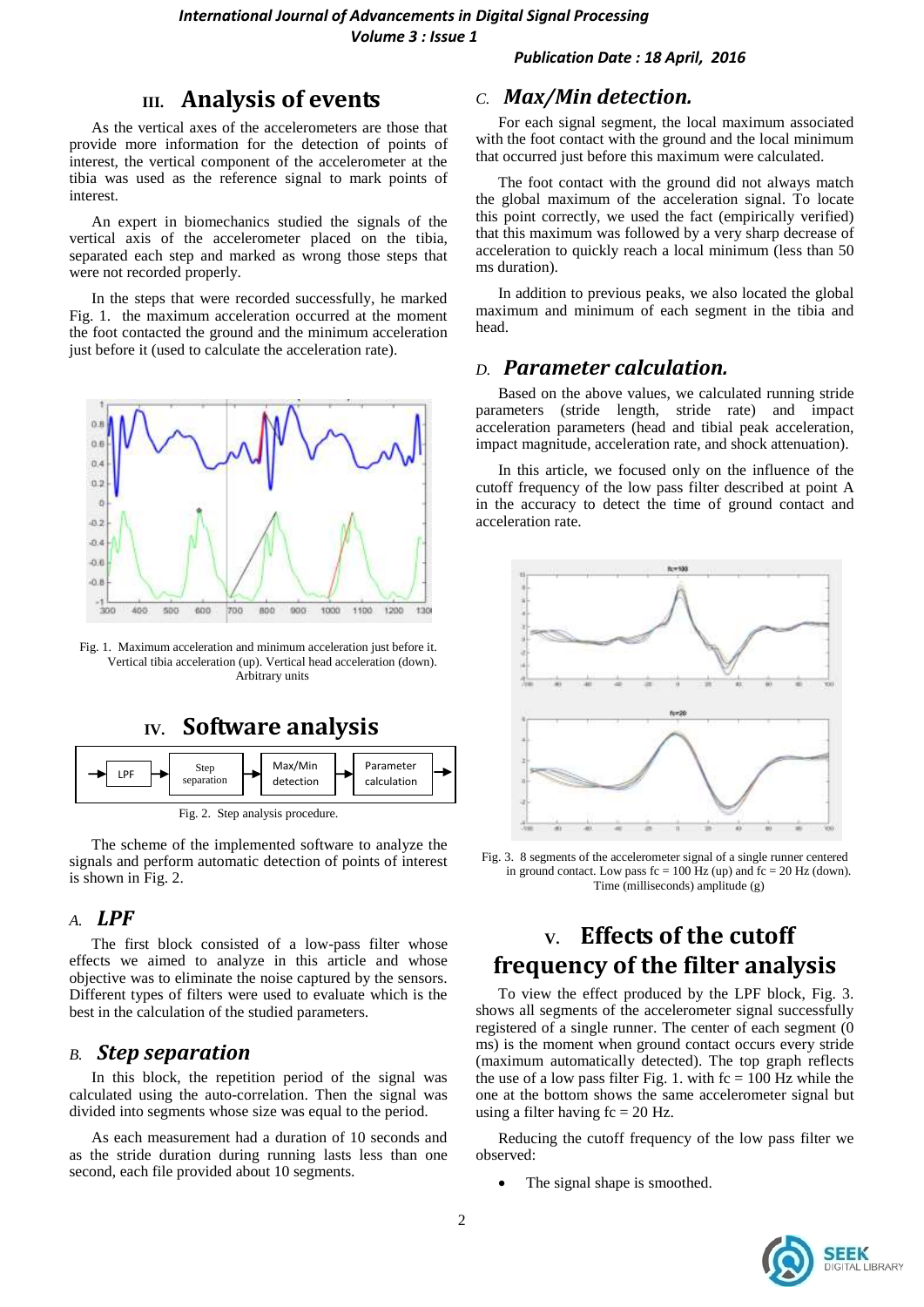## III. Analysis of events

As the vertical axes of the accelerometers are those that provide more information for the detection of points of interest, the vertical component of the accelerometer at the tibia was used as the reference signal to mark points of interest.

An expert in biomechanics studied the signals of the vertical axis of the accelerometer placed on the tibia, separated each step and marked as wrong those steps that were not recorded properly.

In the steps that were recorded successfully, he marked Fig. 1. the maximum acceleration occurred at the moment the foot contacted the ground and the minimum acceleration just before it (used to calculate the acceleration rate).

Fig. 1. Maximum acceleration and minimum acceleration just before it. Vertical tibia acceleration (up). Vertical head acceleration (down). Arbitrary units

## IV. Software analysis

Fig. 2. Step analysis procedure.

The scheme of the implemented software to analyze the signals and perform automatic detection of points of interest is shown in Fig. 2.

### A. *LPF*

The first block consisted of a low-pass filter whose effects we aimed to analyze in this article and whose objective was to eliminate the noise captured by the sensors. Different types of filters were used to evaluate which is the best in the calculation of the studied parameters.

### B. *Step separation*

In this block, the repetition period of the signal was calculated using the auto-correlation. Then the signal was divided into segments whose size was equal to the period.

As each measurement had a duration of 10 seconds and as the stride duration during running lasts less than one second, each file provided about 10 segments.

### C. *Max/Min detection.*

For each signal segment, the local maximum associated with the foot contact with the ground and the local minimum that occurred just before this maximum were calculated.

The foot contact with the ground did not always match the global maximum of the acceleration signal. To locate this point correctly, we used the fact (empirically verified) that this maximum was followed by a very sharp decrease of acceleration to quickly reach a local minimum (less than 50 ms duration).

In addition to previous peaks, we also located the global maximum and minimum of each segment in the tibia and head.

### D. *Parameter calculation.*

Based on the above values, we calculated running stride parameters (stride length, stride rate) and impact acceleration parameters (head and tibial peak acceleration, impact magnitude, acceleration rate, and shock attenuation).

In this article, we focused only on the influence of the cutoff frequency of the low pass filter described at point A in the accuracy to detect the time of ground contact and acceleration rate.

Fig. 3. 8 segments of the accelerometer signal of a single runner centered in ground contact. Low pass fc = 100 Hz (up) and fc = 20 Hz (down). Time (milliseconds) amplitude (g)

## V. Effects of the cutoff frequency of the filter analysis

To view the effect produced by the LPF block, Fig. 3. shows all segments of the accelerometer signal successfully registered of a single runner. The center of each segment (0 ms) is the moment when ground contact occurs every stride (maximum automatically detected). The top graph reflects the use of a low pass filter Fig. 1. with fc = 100 Hz while the one at the bottom shows the same accelerometer signal but using a filter having fc = 20 Hz.

Reducing the cutoff frequency of the low pass filter we observed:

- The signal shape is smoothed.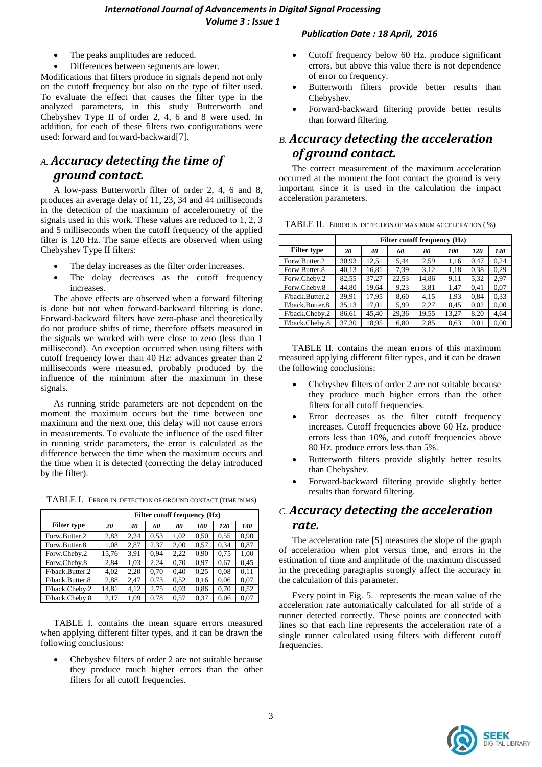- The peaks amplitudes are reduced.
- Differences between segments are lower.

Modifications that filters produce in signals depend not only on the cutoff frequency but also on the type of filter used. To evaluate the effect that causes the filter type in the analyzed parameters, in this study Butterworth and Chebyshev Type II of order 2, 4, 6 and 8 were used. In addition, for each of these filters two configurations were used: forward and forward-backward[7].

## A. *Accuracy detecting the time of ground contact.*

A low-pass Butterworth filter of order 2, 4, 6 and 8, produces an average delay of 11, 23, 34 and 44 milliseconds in the detection of the maximum of accelerometry of the signals used in this work. These values are reduced to 1, 2, 3 and 5 milliseconds when the cutoff frequency of the applied filter is 120 Hz. The same effects are observed when using Chebyshev Type II filters:

- The delay increases as the filter order increases.
- The delay decreases as the cutoff frequency increases.

The above effects are observed when a forward filtering is done but not when forward-backward filtering is done. Forward-backward filters have zero-phase and theoretically do not produce shifts of time, therefore offsets measured in the signals we worked with were close to zero (less than 1 millisecond). An exception occurred when using filters with cutoff frequency lower than 40 Hz: advances greater than 2 milliseconds were measured, probably produced by the influence of the minimum after the maximum in these signals.

As running stride parameters are not dependent on the moment the maximum occurs but the time between one maximum and the next one, this delay will not cause errors in measurements. To evaluate the influence of the used filter in running stride parameters, the error is calculated as the difference between the time when the maximum occurs and the time when it is detected (correcting the delay introduced by the filter).

TABLE I. ERROR IN DETECTION OF GROUND CONTACT (TIME IN MS)

| | Filter cutoff frequency (Hz) | | | | | | |
|---|---|---|---|---|---|---|---|
| **Filter type** | ***20*** | ***40*** | ***60*** | ***80*** | ***100*** | ***120*** | ***140*** |
| Forw.Butter.2 | 2,83 | 2,24 | 0,53 | 1,02 | 0,50 | 0,55 | 0,90 |
| Forw.Butter.8 | 1,08 | 2,87 | 2,37 | 2,00 | 0,57 | 0,34 | 0,87 |
| Forw.Cheby.2 | 15,76 | 3,91 | 0,94 | 2,22 | 0,90 | 0,75 | 1,00 |
| Forw.Cheby.8 | 2,84 | 1,03 | 2,24 | 0,70 | 0,97 | 0,67 | 0,45 |
| F/back.Butter.2 | 4,02 | 2,20 | 0,70 | 0,40 | 0,25 | 0,08 | 0,11 |
| F/back.Butter.8 | 2,88 | 2,47 | 0,73 | 0,52 | 0,16 | 0,06 | 0,07 |
| F/back.Cheby.2 | 14,81 | 4,12 | 2,75 | 0,93 | 0,86 | 0,70 | 0,52 |
| F/back.Cheby.8 | 2,17 | 1,09 | 0,78 | 0,57 | 0,37 | 0,06 | 0,07 |

TABLE I. contains the mean square errors measured when applying different filter types, and it can be drawn the following conclusions:

- Chebyshev filters of order 2 are not suitable because they produce much higher errors than the other filters for all cutoff frequencies.
- Cutoff frequency below 60 Hz. produce significant errors, but above this value there is not dependence of error on frequency.
- Butterworth filters provide better results than Chebyshev.
- Forward-backward filtering provide better results than forward filtering.

## B. *Accuracy detecting the acceleration of ground contact.*

The correct measurement of the maximum acceleration occurred at the moment the foot contact the ground is very important since it is used in the calculation the impact acceleration parameters.

TABLE II. ERROR IN DETECTION OF MAXIMUM ACCELERATION ( %)

| | Filter cutoff frequency (Hz) | | | | | | |
|---|---|---|---|---|---|---|---|
| **Filter type** | ***20*** | ***40*** | ***60*** | ***80*** | ***100*** | ***120*** | ***140*** |
| Forw.Butter.2 | 30,93 | 12,51 | 5,44 | 2,59 | 1,16 | 0,47 | 0,24 |
| Forw.Butter.8 | 40,13 | 16,81 | 7,39 | 3,12 | 1,18 | 0,38 | 0,29 |
| Forw.Cheby.2 | 82,55 | 37,27 | 22,53 | 14,86 | 9,11 | 5,32 | 2,97 |
| Forw.Cheby.8 | 44,80 | 19,64 | 9,23 | 3,81 | 1,47 | 0,41 | 0,07 |
| F/back.Butter.2 | 39,91 | 17,95 | 8,60 | 4,15 | 1,93 | 0,84 | 0,33 |
| F/back.Butter.8 | 35,13 | 17,01 | 5,99 | 2,27 | 0,45 | 0,02 | 0,00 |
| F/back.Cheby.2 | 86,61 | 45,40 | 29,36 | 19,55 | 13,27 | 8,20 | 4,64 |
| F/back.Cheby.8 | 37,30 | 18,95 | 6,80 | 2,85 | 0,63 | 0,01 | 0,00 |

TABLE II. contains the mean errors of this maximum measured applying different filter types, and it can be drawn the following conclusions:

- Chebyshev filters of order 2 are not suitable because they produce much higher errors than the other filters for all cutoff frequencies.
- Error decreases as the filter cutoff frequency increases. Cutoff frequencies above 60 Hz. produce errors less than 10%, and cutoff frequencies above 80 Hz. produce errors less than 5%.
- Butterworth filters provide slightly better results than Chebyshev.
- Forward-backward filtering provide slightly better results than forward filtering.

## C. *Accuracy detecting the acceleration rate.*

The acceleration rate [5] measures the slope of the graph of acceleration when plot versus time, and errors in the estimation of time and amplitude of the maximum discussed in the preceding paragraphs strongly affect the accuracy in the calculation of this parameter.

Every point in Fig. 5. represents the mean value of the acceleration rate automatically calculated for all stride of a runner detected correctly. These points are connected with lines so that each line represents the acceleration rate of a single runner calculated using filters with different cutoff frequencies.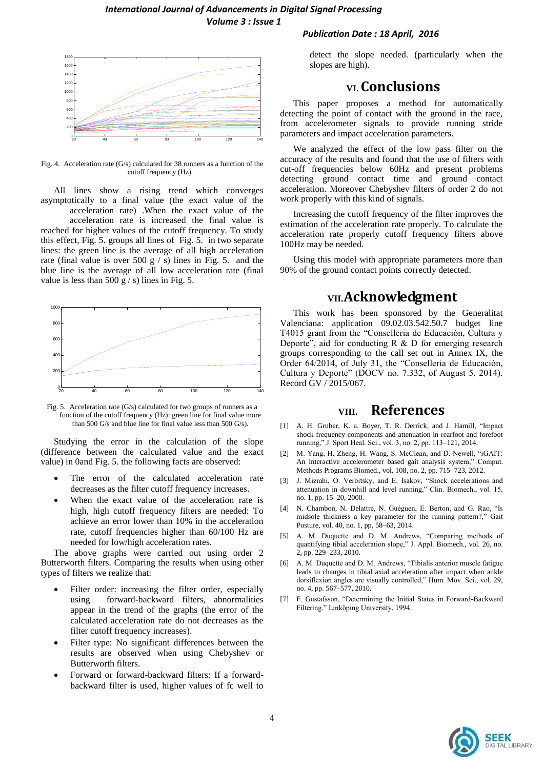1800
1600
1400
1200
1000
800
600
400
200
0
20 40 60 80 100 120 140

Fig. 4. Acceleration rate (G/s) calculated for 38 runners as a function of the cutoff frequency (Hz).

All lines show a rising trend which converges asymptotically to a final value (the exact value of the acceleration rate) .When the exact value of the acceleration rate is increased the final value is reached for higher values of the cutoff frequency. To study this effect, Fig. 5. groups all lines of Fig. 5. in two separate lines: the green line is the average of all high acceleration rate (final value is over 500 g / s) lines in Fig. 5. and the blue line is the average of all low acceleration rate (final value is less than 500 g / s) lines in Fig. 5.

1000
800
600
400
200
0
20 40 60 80 100 120 140

Fig. 5. Acceleration rate (G/s) calculated for two groups of runners as a function of the cutoff frequency (Hz): green line for final value more than 500 G/s and blue line for final value less than 500 G/s).

Studying the error in the calculation of the slope (difference between the calculated value and the exact value) in 0and Fig. 5. the following facts are observed:

- The error of the calculated acceleration rate decreases as the filter cutoff frequency increases.
- When the exact value of the acceleration rate is high, high cutoff frequency filters are needed: To achieve an error lower than 10% in the acceleration rate, cutoff frequencies higher than 60/100 Hz are needed for low/high acceleration rates.

The above graphs were carried out using order 2 Butterworth filters. Comparing the results when using other types of filters we realize that:

- Filter order: increasing the filter order, especially using forward-backward filters, abnormalities appear in the trend of the graphs (the error of the calculated acceleration rate do not decreases as the filter cutoff frequency increases).
- Filter type: No significant differences between the results are observed when using Chebyshev or Butterworth filters.
- Forward or forward-backward filters: If a forward-backward filter is used, higher values of fc well to detect the slope needed. (particularly when the slopes are high).

## VI. Conclusions

This paper proposes a method for automatically detecting the point of contact with the ground in the race, from accelerometer signals to provide running stride parameters and impact acceleration parameters.

We analyzed the effect of the low pass filter on the accuracy of the results and found that the use of filters with cut-off frequencies below 60Hz and present problems detecting ground contact time and ground contact acceleration. Moreover Chebyshev filters of order 2 do not work properly with this kind of signals.

Increasing the cutoff frequency of the filter improves the estimation of the acceleration rate properly. To calculate the acceleration rate properly cutoff frequency filters above 100Hz may be needed.

Using this model with appropriate parameters more than 90% of the ground contact points correctly detected.

## VII. Acknowledgment

This work has been sponsored by the Generalitat Valenciana: application 09.02.03.542.50.7 budget line T4015 grant from the "Conselleria de Educación, Cultura y Deporte", aid for conducting R & D for emerging research groups corresponding to the call set out in Annex IX, the Order 64/2014, of July 31, the "Conselleria de Educación, Cultura y Deporte" (DOCV no. 7.332, of August 5, 2014). Record GV / 2015/067.

## VIII. References

[1] A. H. Gruber, K. a. Boyer, T. R. Derrick, and J. Hamill, "Impact shock frequency components and attenuation in rearfoot and forefoot running," J. Sport Heal. Sci., vol. 3, no. 2, pp. 113–121, 2014.

[2] M. Yang, H. Zheng, H. Wang, S. McClean, and D. Newell, "iGAIT: An interactive accelerometer based gait analysis system," Comput. Methods Programs Biomed., vol. 108, no. 2, pp. 715–723, 2012.

[3] J. Mizrahi, O. Verbitsky, and E. Isakov, "Shock accelerations and attenuation in downhill and level running," Clin. Biomech., vol. 15, no. 1, pp. 15–20, 2000.

[4] N. Chambon, N. Delattre, N. Guéguen, E. Berton, and G. Rao, "Is midsole thickness a key parameter for the running pattern?," Gait Posture, vol. 40, no. 1, pp. 58–63, 2014.

[5] A. M. Duquette and D. M. Andrews, "Comparing methods of quantifying tibial acceleration slope," J. Appl. Biomech., vol. 26, no. 2, pp. 229–233, 2010.

[6] A. M. Duquette and D. M. Andrews, "Tibialis anterior muscle fatigue leads to changes in tibial axial acceleration after impact when ankle dorsiflexion angles are visually controlled," Hum. Mov. Sci., vol. 29, no. 4, pp. 567–577, 2010.

[7] F. Gustafsson, "Determining the Initial States in Forward-Backward Filtering." Linköping University, 1994.